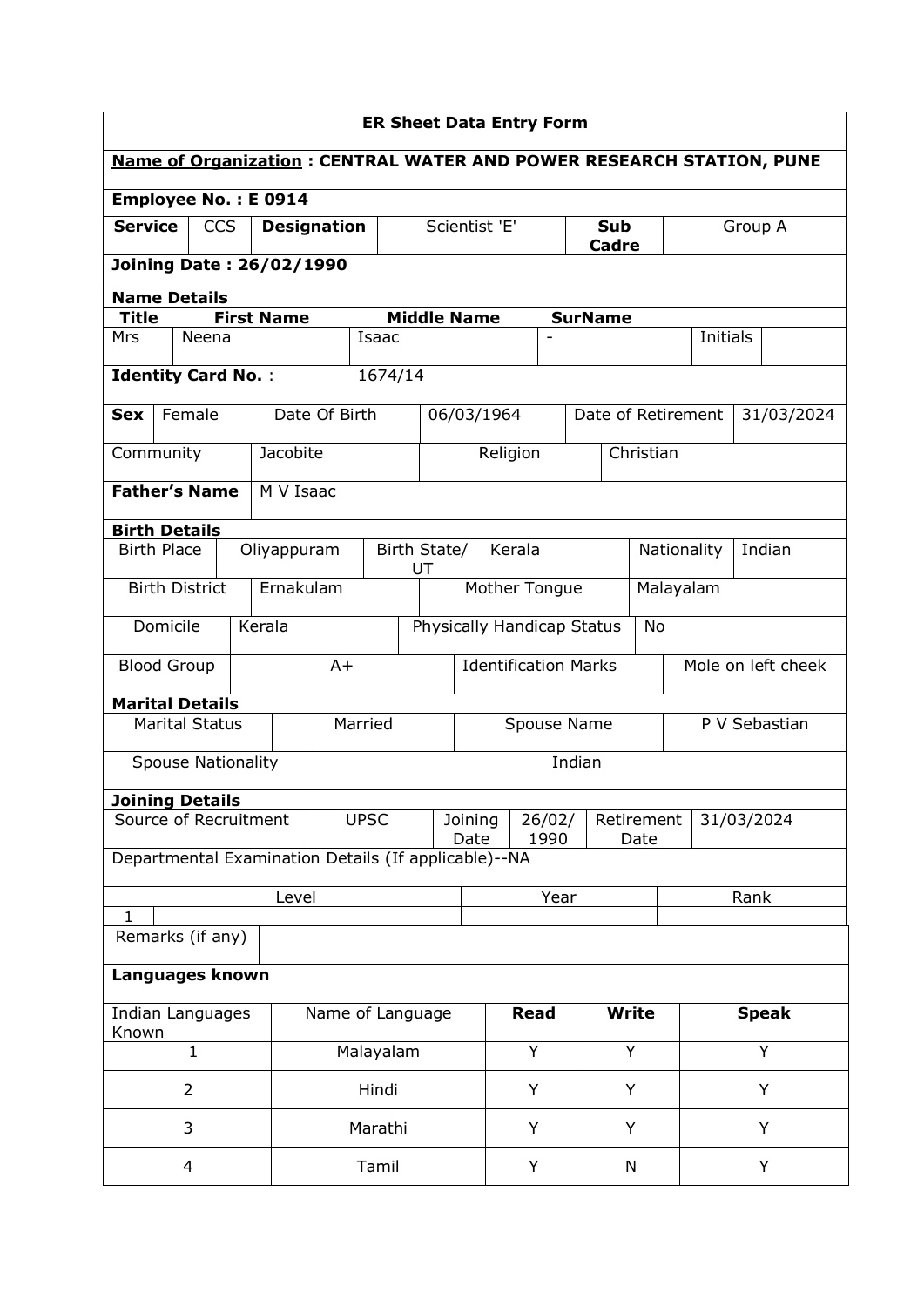# ER Sheet Data Entry Form

**Name of Organization : CENTRAL WATER AND POWER RESEARCH STATION, PUNE**

**Employee No. : E 0914**

| **Service** | CCS | **Designation** | Scientist 'E' | **Sub Cadre** | Group A |
|---|---|---|---|---|---|

**Joining Date : 26/02/1990**

**Name Details**

| **Title** | **First Name** | **Middle Name** | **SurName** | | |
|---|---|---|---|---|---|
| Mrs | Neena | Isaac | - | Initials | |

**Identity Card No. :** 1674/14

| **Sex** | Female | Date Of Birth | 06/03/1964 | Date of Retirement | 31/03/2024 |
|---|---|---|---|---|---|
| Community | Jacobite | Religion | Christian | | |

| **Father's Name** | M V Isaac |
|---|---|

**Birth Details**

| Birth Place | Oliyappuram | Birth State/ UT | Kerala | Nationality | Indian |
|---|---|---|---|---|---|
| Birth District | Ernakulam | Mother Tongue | Malayalam | | |
| Domicile | Kerala | Physically Handicap Status | No | | |
| Blood Group | A+ | Identification Marks | Mole on left cheek | | |

**Marital Details**

| Marital Status | Married | Spouse Name | P V Sebastian |
|---|---|---|---|
| Spouse Nationality | Indian | | |

**Joining Details**

| Source of Recruitment | UPSC | Joining Date | 26/02/ 1990 | Retirement Date | 31/03/2024 |
|---|---|---|---|---|---|

Departmental Examination Details (If applicable)--NA

| | Level | Year | Rank |
|---|---|---|---|
| 1 | | | |

| Remarks (if any) | |
|---|---|

**Languages known**

| Indian Languages Known | Name of Language | **Read** | **Write** | **Speak** |
|---|---|---|---|---|
| 1 | Malayalam | Y | Y | Y |
| 2 | Hindi | Y | Y | Y |
| 3 | Marathi | Y | Y | Y |
| 4 | Tamil | Y | N | Y |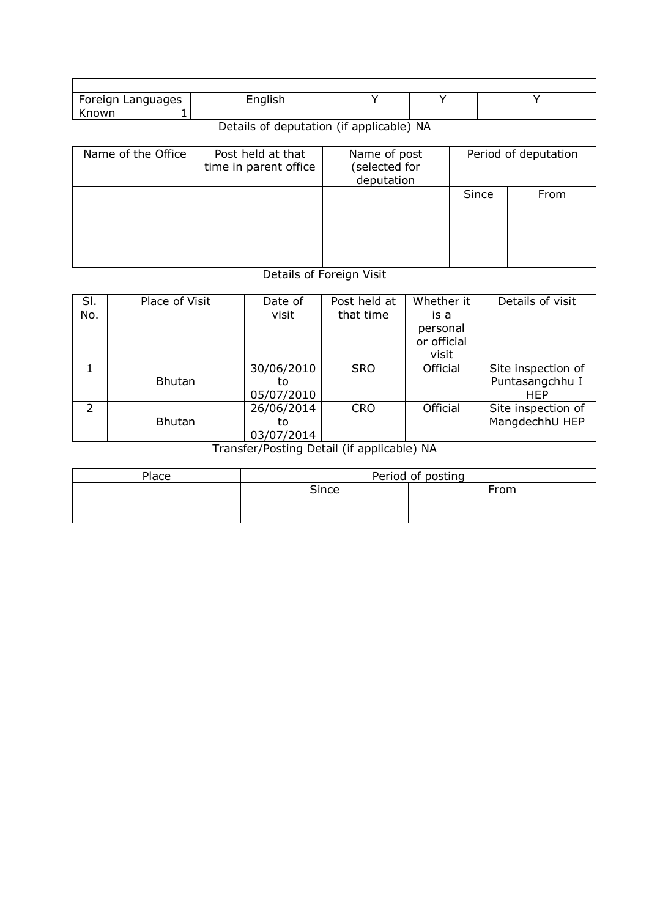| | | | | |
|---|---|---|---|---|
| Foreign Languages Known 1 | English | Y | Y | Y |

Details of deputation (if applicable) NA

| Name of the Office | Post held at that time in parent office | Name of post (selected for deputation | Period of deputation | |
|---|---|---|---|---|
| | | | Since | From |
| | | | | |

Details of Foreign Visit

| Sl. No. | Place of Visit | Date of visit | Post held at that time | Whether it is a personal or official visit | Details of visit |
|---|---|---|---|---|---|
| 1 | Bhutan | 30/06/2010 to 05/07/2010 | SRO | Official | Site inspection of Puntasangchhu I HEP |
| 2 | Bhutan | 26/06/2014 to 03/07/2014 | CRO | Official | Site inspection of MangdechhU HEP |

Transfer/Posting Detail (if applicable) NA

| Place | Period of posting | |
|---|---|---|
| | Since | From |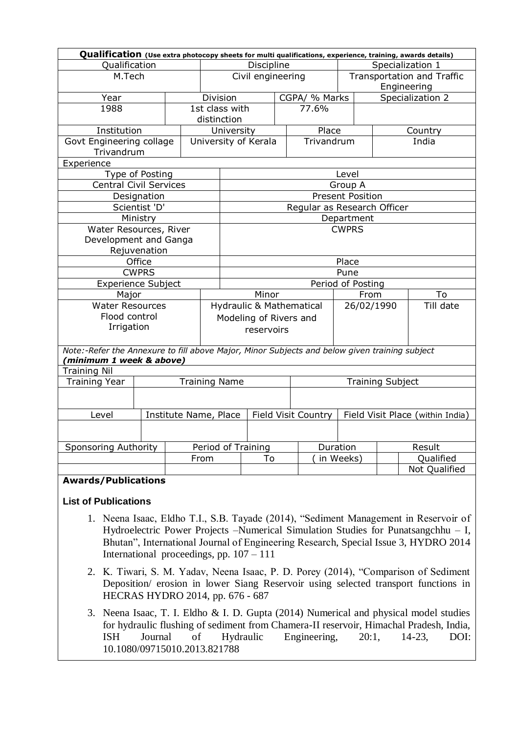**Qualification** (Use extra photocopy sheets for multi qualifications, experience, training, awards details)

| Qualification | Discipline | Specialization 1 |
|---|---|---|
| M.Tech | Civil engineering | Transportation and Traffic Engineering |

| Year | Division | CGPA/ % Marks | Specialization 2 |
|---|---|---|---|
| 1988 | 1st class with distinction | 77.6% | |

| Institution | University | Place | Country |
|---|---|---|---|
| Govt Engineering collage Trivandrum | University of Kerala | Trivandrum | India |

**Experience**

| Type of Posting | Level |
|---|---|
| Central Civil Services | Group A |
| Designation | Present Position |
| Scientist 'D' | Regular as Research Officer |
| Ministry | Department |
| Water Resources, River Development and Ganga Rejuvenation | CWPRS |
| Office | Place |
| CWPRS | Pune |

| Experience Subject | | Period of Posting | |
|---|---|---|---|
| Major | Minor | From | To |
| Water Resources<br>Flood control<br>Irrigation | Hydraulic & Mathematical Modeling of Rivers and reservoirs | 26/02/1990 | Till date |

*Note:-Refer the Annexure to fill above Major, Minor Subjects and below given training subject **(minimum 1 week & above)***

Training Nil

| Training Year | Training Name | Training Subject |
|---|---|---|
| | | |

| Level | Institute Name, Place | Field Visit Country | Field Visit Place (within India) |
|---|---|---|---|
| | | | |

| Sponsoring Authority | Period of Training | | Duration | Result | |
|---|---|---|---|---|---|
| | From | To | ( in Weeks) | | Qualified |
| | | | | | Not Qualified |

**Awards/Publications**

**List of Publications**

1. Neena Isaac, Eldho T.I., S.B. Tayade (2014), "Sediment Management in Reservoir of Hydroelectric Power Projects –Numerical Simulation Studies for Punatsangchhu – I, Bhutan", International Journal of Engineering Research, Special Issue 3, HYDRO 2014 International proceedings, pp. 107 – 111
2. K. Tiwari, S. M. Yadav, Neena Isaac, P. D. Porey (2014), "Comparison of Sediment Deposition/ erosion in lower Siang Reservoir using selected transport functions in HECRAS HYDRO 2014, pp. 676 - 687
3. Neena Isaac, T. I. Eldho & I. D. Gupta (2014) Numerical and physical model studies for hydraulic flushing of sediment from Chamera-II reservoir, Himachal Pradesh, India, ISH Journal of Hydraulic Engineering, 20:1, 14-23, DOI: 10.1080/09715010.2013.821788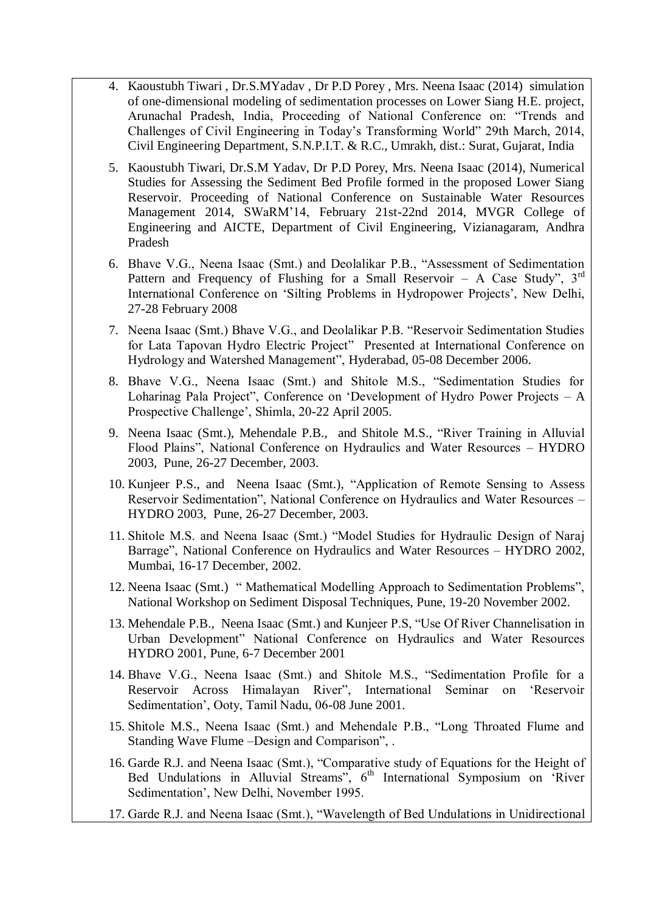4. Kaoustubh Tiwari , Dr.S.MYadav , Dr P.D Porey , Mrs. Neena Isaac (2014) simulation of one-dimensional modeling of sedimentation processes on Lower Siang H.E. project, Arunachal Pradesh, India, Proceeding of National Conference on: "Trends and Challenges of Civil Engineering in Today's Transforming World" 29th March, 2014, Civil Engineering Department, S.N.P.I.T. & R.C., Umrakh, dist.: Surat, Gujarat, India
5. Kaoustubh Tiwari, Dr.S.M Yadav, Dr P.D Porey, Mrs. Neena Isaac (2014), Numerical Studies for Assessing the Sediment Bed Profile formed in the proposed Lower Siang Reservoir. Proceeding of National Conference on Sustainable Water Resources Management 2014, SWaRM'14, February 21st-22nd 2014, MVGR College of Engineering and AICTE, Department of Civil Engineering, Vizianagaram, Andhra Pradesh
6. Bhave V.G., Neena Isaac (Smt.) and Deolalikar P.B., "Assessment of Sedimentation Pattern and Frequency of Flushing for a Small Reservoir – A Case Study", 3rd International Conference on 'Silting Problems in Hydropower Projects', New Delhi, 27-28 February 2008
7. Neena Isaac (Smt.) Bhave V.G., and Deolalikar P.B. "Reservoir Sedimentation Studies for Lata Tapovan Hydro Electric Project" Presented at International Conference on Hydrology and Watershed Management", Hyderabad, 05-08 December 2006.
8. Bhave V.G., Neena Isaac (Smt.) and Shitole M.S., "Sedimentation Studies for Loharinag Pala Project", Conference on 'Development of Hydro Power Projects – A Prospective Challenge', Shimla, 20-22 April 2005.
9. Neena Isaac (Smt.), Mehendale P.B., and Shitole M.S., "River Training in Alluvial Flood Plains", National Conference on Hydraulics and Water Resources – HYDRO 2003, Pune, 26-27 December, 2003.
10. Kunjeer P.S., and Neena Isaac (Smt.), "Application of Remote Sensing to Assess Reservoir Sedimentation", National Conference on Hydraulics and Water Resources – HYDRO 2003, Pune, 26-27 December, 2003.
11. Shitole M.S. and Neena Isaac (Smt.) "Model Studies for Hydraulic Design of Naraj Barrage", National Conference on Hydraulics and Water Resources – HYDRO 2002, Mumbai, 16-17 December, 2002.
12. Neena Isaac (Smt.) " Mathematical Modelling Approach to Sedimentation Problems", National Workshop on Sediment Disposal Techniques, Pune, 19-20 November 2002.
13. Mehendale P.B., Neena Isaac (Smt.) and Kunjeer P.S, "Use Of River Channelisation in Urban Development" National Conference on Hydraulics and Water Resources HYDRO 2001, Pune, 6-7 December 2001
14. Bhave V.G., Neena Isaac (Smt.) and Shitole M.S., "Sedimentation Profile for a Reservoir Across Himalayan River", International Seminar on 'Reservoir Sedimentation', Ooty, Tamil Nadu, 06-08 June 2001.
15. Shitole M.S., Neena Isaac (Smt.) and Mehendale P.B., "Long Throated Flume and Standing Wave Flume –Design and Comparison", .
16. Garde R.J. and Neena Isaac (Smt.), "Comparative study of Equations for the Height of Bed Undulations in Alluvial Streams", 6th International Symposium on 'River Sedimentation', New Delhi, November 1995.
17. Garde R.J. and Neena Isaac (Smt.), "Wavelength of Bed Undulations in Unidirectional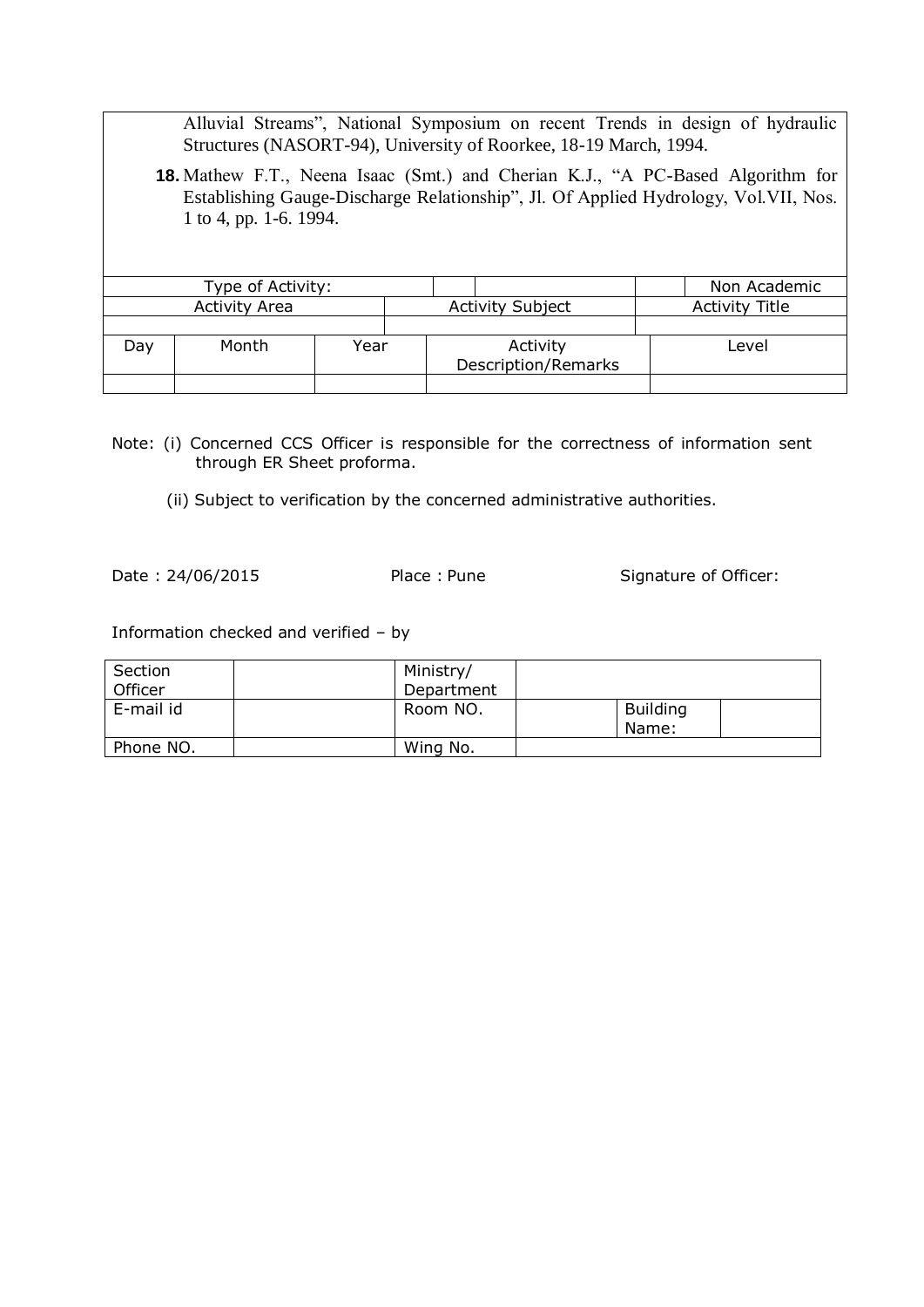Alluvial Streams", National Symposium on recent Trends in design of hydraulic Structures (NASORT-94), University of Roorkee, 18-19 March, 1994.

**18.** Mathew F.T., Neena Isaac (Smt.) and Cherian K.J., "A PC-Based Algorithm for Establishing Gauge-Discharge Relationship", Jl. Of Applied Hydrology, Vol.VII, Nos. 1 to 4, pp. 1-6. 1994.

| | | | | |
|---|---|---|---|---|
| Type of Activity: | | | | Non Academic |
| Activity Area | | Activity Subject | | Activity Title |
| | | | | |

| Day | Month | Year | Activity Description/Remarks | Level |
|---|---|---|---|---|
| | | | | |

Note: (i) Concerned CCS Officer is responsible for the correctness of information sent through ER Sheet proforma.

(ii) Subject to verification by the concerned administrative authorities.

Date : 24/06/2015 Place : Pune Signature of Officer:

Information checked and verified – by

| | | | | | |
|---|---|---|---|---|---|
| Section Officer | | Ministry/ Department | | | |
| E-mail id | | Room NO. | | Building Name: | |
| Phone NO. | | Wing No. | | | |